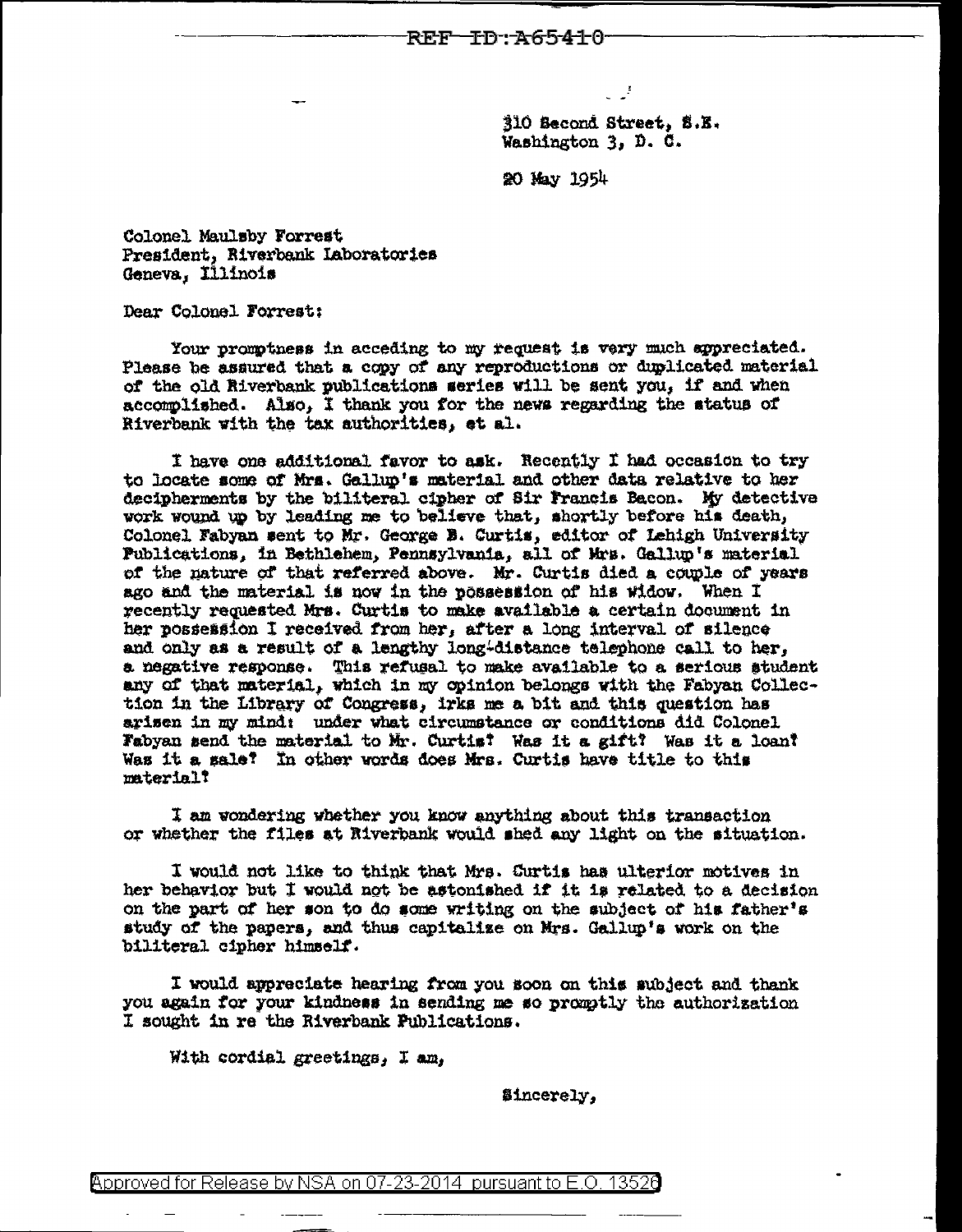310 Second Street, S.E.
Washington 3, D. C.

20 May 1954

Colonel Maulsby Forrest
President, Riverbank Laboratories
Geneva, Illinois

Dear Colonel Forrest:

Your promptness in acceding to my request is very much appreciated. Please be assured that a copy of any reproductions or duplicated material of the old Riverbank publications series will be sent you, if and when accomplished. Also, I thank you for the news regarding the status of Riverbank with the tax authorities, et al.

I have one additional favor to ask. Recently I had occasion to try to locate some of Mrs. Gallup's material and other data relative to her decipherments by the biliteral cipher of Sir Francis Bacon. My detective work wound up by leading me to believe that, shortly before his death, Colonel Fabyan sent to Mr. George B. Curtis, editor of Lehigh University Publications, in Bethlehem, Pennsylvania, all of Mrs. Gallup's material of the nature of that referred above. Mr. Curtis died a couple of years ago and the material is now in the possession of his widow. When I recently requested Mrs. Curtis to make available a certain document in her possession I received from her, after a long interval of silence and only as a result of a lengthy long-distance telephone call to her, a negative response. This refusal to make available to a serious student any of that material, which in my opinion belongs with the Fabyan Collection in the Library of Congress, irks me a bit and this question has arisen in my mind: under what circumstance or conditions did Colonel Fabyan send the material to Mr. Curtis? Was it a gift? Was it a loan? Was it a sale? In other words does Mrs. Curtis have title to this material?

I am wondering whether you know anything about this transaction or whether the files at Riverbank would shed any light on the situation.

I would not like to think that Mrs. Curtis has ulterior motives in her behavior but I would not be astonished if it is related to a decision on the part of her son to do some writing on the subject of his father's study of the papers, and thus capitalize on Mrs. Gallup's work on the biliteral cipher himself.

I would appreciate hearing from you soon on this subject and thank you again for your kindness in sending me so promptly the authorization I sought in re the Riverbank Publications.

With cordial greetings, I am,

Sincerely,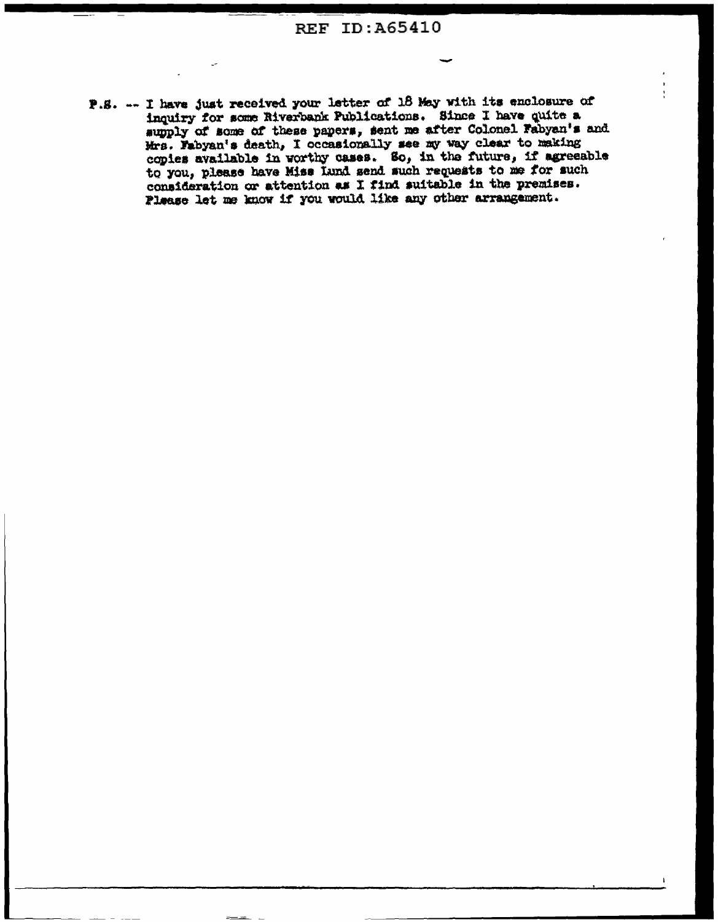P.S. -- I have just received your letter of 18 May with its enclosure of inquiry for some Riverbank Publications. Since I have quite a supply of some of these papers, sent me after Colonel Fabyan's and Mrs. Fabyan's death, I occasionally see my way clear to making copies available in worthy cases. So, in the future, if agreeable to you, please have Miss Lund send such requests to me for such consideration or attention as I find suitable in the premises. Please let me know if you would like any other arrangement.